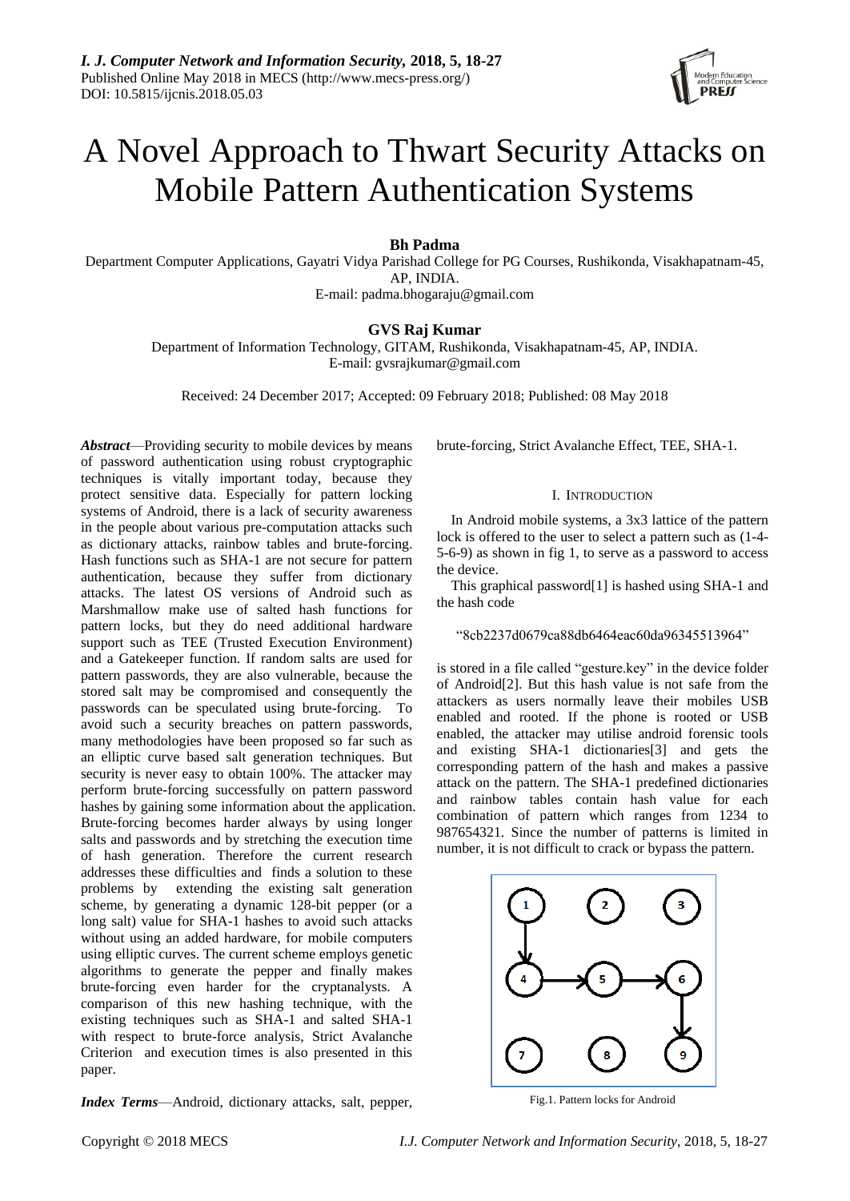# A Novel Approach to Thwart Security Attacks on Mobile Pattern Authentication Systems

**Bh Padma**

Department Computer Applications, Gayatri Vidya Parishad College for PG Courses, Rushikonda, Visakhapatnam-45, AP, INDIA.
E-mail: padma.bhogaraju@gmail.com

**GVS Raj Kumar**

Department of Information Technology, GITAM, Rushikonda, Visakhapatnam-45, AP, INDIA.
E-mail: gvsrajkumar@gmail.com

Received: 24 December 2017; Accepted: 09 February 2018; Published: 08 May 2018

***Abstract***—Providing security to mobile devices by means of password authentication using robust cryptographic techniques is vitally important today, because they protect sensitive data. Especially for pattern locking systems of Android, there is a lack of security awareness in the people about various pre-computation attacks such as dictionary attacks, rainbow tables and brute-forcing. Hash functions such as SHA-1 are not secure for pattern authentication, because they suffer from dictionary attacks. The latest OS versions of Android such as Marshmallow make use of salted hash functions for pattern locks, but they do need additional hardware support such as TEE (Trusted Execution Environment) and a Gatekeeper function. If random salts are used for pattern passwords, they are also vulnerable, because the stored salt may be compromised and consequently the passwords can be speculated using brute-forcing. To avoid such a security breaches on pattern passwords, many methodologies have been proposed so far such as an elliptic curve based salt generation techniques. But security is never easy to obtain 100%. The attacker may perform brute-forcing successfully on pattern password hashes by gaining some information about the application. Brute-forcing becomes harder always by using longer salts and passwords and by stretching the execution time of hash generation. Therefore the current research addresses these difficulties and finds a solution to these problems by extending the existing salt generation scheme, by generating a dynamic 128-bit pepper (or a long salt) value for SHA-1 hashes to avoid such attacks without using an added hardware, for mobile computers using elliptic curves. The current scheme employs genetic algorithms to generate the pepper and finally makes brute-forcing even harder for the cryptanalysts. A comparison of this new hashing technique, with the existing techniques such as SHA-1 and salted SHA-1 with respect to brute-force analysis, Strict Avalanche Criterion and execution times is also presented in this paper.

***Index Terms***—Android, dictionary attacks, salt, pepper, brute-forcing, Strict Avalanche Effect, TEE, SHA-1.

## I. Introduction

In Android mobile systems, a 3x3 lattice of the pattern lock is offered to the user to select a pattern such as (1-4-5-6-9) as shown in fig 1, to serve as a password to access the device.

This graphical password[1] is hashed using SHA-1 and the hash code

"8cb2237d0679ca88db6464eac60da96345513964"

is stored in a file called "gesture.key" in the device folder of Android[2]. But this hash value is not safe from the attackers as users normally leave their mobiles USB enabled and rooted. If the phone is rooted or USB enabled, the attacker may utilise android forensic tools and existing SHA-1 dictionaries[3] and gets the corresponding pattern of the hash and makes a passive attack on the pattern. The SHA-1 predefined dictionaries and rainbow tables contain hash value for each combination of pattern which ranges from 1234 to 987654321. Since the number of patterns is limited in number, it is not difficult to crack or bypass the pattern.

Fig.1. Pattern locks for Android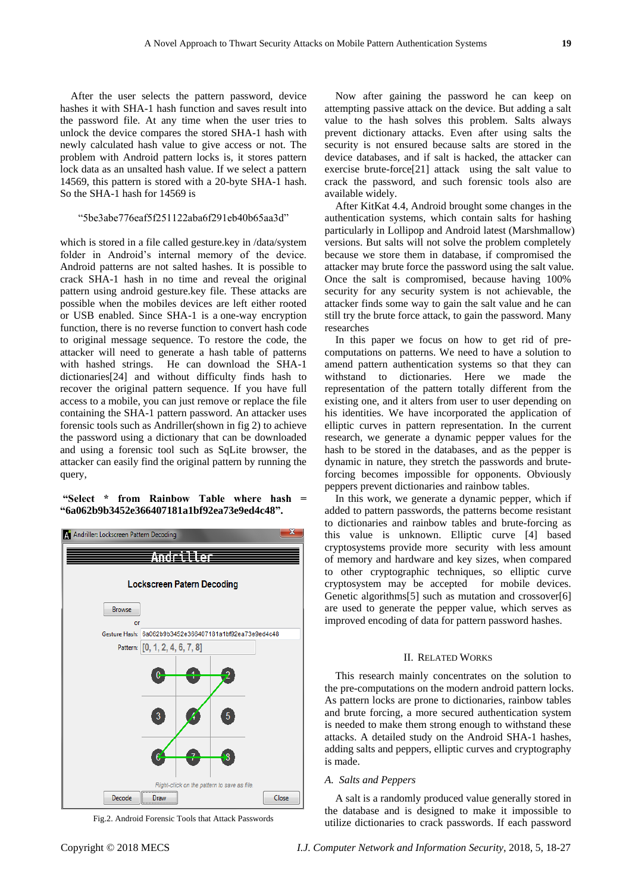After the user selects the pattern password, device hashes it with SHA-1 hash function and saves result into the password file. At any time when the user tries to unlock the device compares the stored SHA-1 hash with newly calculated hash value to give access or not. The problem with Android pattern locks is, it stores pattern lock data as an unsalted hash value. If we select a pattern 14569, this pattern is stored with a 20-byte SHA-1 hash. So the SHA-1 hash for 14569 is

"5be3abe776eaf5f251122aba6f291eb40b65aa3d"

which is stored in a file called gesture.key in /data/system folder in Android's internal memory of the device. Android patterns are not salted hashes. It is possible to crack SHA-1 hash in no time and reveal the original pattern using android gesture.key file. These attacks are possible when the mobiles devices are left either rooted or USB enabled. Since SHA-1 is a one-way encryption function, there is no reverse function to convert hash code to original message sequence. To restore the code, the attacker will need to generate a hash table of patterns with hashed strings. He can download the SHA-1 dictionaries[24] and without difficulty finds hash to recover the original pattern sequence. If you have full access to a mobile, you can just remove or replace the file containing the SHA-1 pattern password. An attacker uses forensic tools such as Andriller(shown in fig 2) to achieve the password using a dictionary that can be downloaded and using a forensic tool such as SqLite browser, the attacker can easily find the original pattern by running the query,

**"Select * from Rainbow Table where hash = "6a062b9b3452e366407181a1bf92ea73e9ed4c48".**

Fig.2. Android Forensic Tools that Attack Passwords

Now after gaining the password he can keep on attempting passive attack on the device. But adding a salt value to the hash solves this problem. Salts always prevent dictionary attacks. Even after using salts the security is not ensured because salts are stored in the device databases, and if salt is hacked, the attacker can exercise brute-force[21] attack using the salt value to crack the password, and such forensic tools also are available widely.

After KitKat 4.4, Android brought some changes in the authentication systems, which contain salts for hashing particularly in Lollipop and Android latest (Marshmallow) versions. But salts will not solve the problem completely because we store them in database, if compromised the attacker may brute force the password using the salt value. Once the salt is compromised, because having 100% security for any security system is not achievable, the attacker finds some way to gain the salt value and he can still try the brute force attack, to gain the password. Many researches

In this paper we focus on how to get rid of pre-computations on patterns. We need to have a solution to amend pattern authentication systems so that they can withstand to dictionaries. Here we made the representation of the pattern totally different from the existing one, and it alters from user to user depending on his identities. We have incorporated the application of elliptic curves in pattern representation. In the current research, we generate a dynamic pepper values for the hash to be stored in the databases, and as the pepper is dynamic in nature, they stretch the passwords and brute-forcing becomes impossible for opponents. Obviously peppers prevent dictionaries and rainbow tables.

In this work, we generate a dynamic pepper, which if added to pattern passwords, the patterns become resistant to dictionaries and rainbow tables and brute-forcing as this value is unknown. Elliptic curve [4] based cryptosystems provide more security with less amount of memory and hardware and key sizes, when compared to other cryptographic techniques, so elliptic curve cryptosystem may be accepted for mobile devices. Genetic algorithms[5] such as mutation and crossover[6] are used to generate the pepper value, which serves as improved encoding of data for pattern password hashes.

## II. Related Works

This research mainly concentrates on the solution to the pre-computations on the modern android pattern locks. As pattern locks are prone to dictionaries, rainbow tables and brute forcing, a more secured authentication system is needed to make them strong enough to withstand these attacks. A detailed study on the Android SHA-1 hashes, adding salts and peppers, elliptic curves and cryptography is made.

### *A. Salts and Peppers*

A salt is a randomly produced value generally stored in the database and is designed to make it impossible to utilize dictionaries to crack passwords. If each password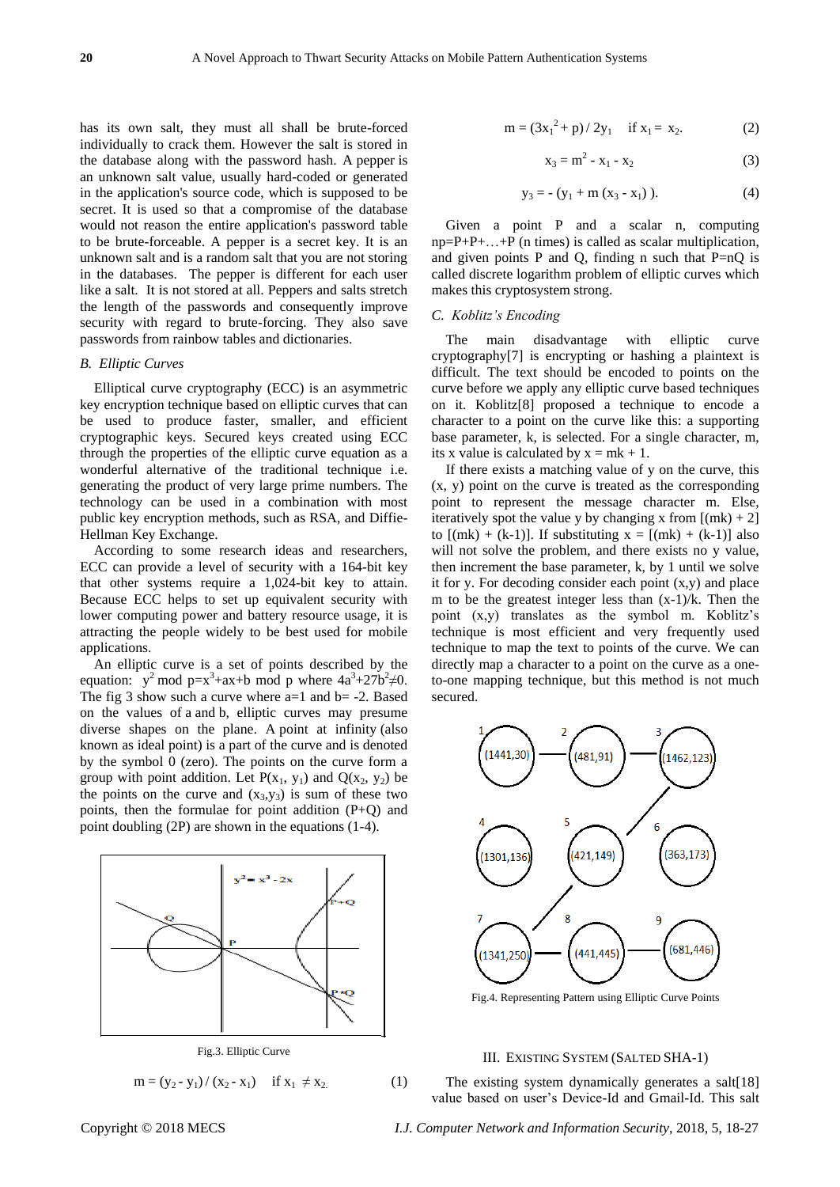has its own salt, they must all shall be brute-forced individually to crack them. However the salt is stored in the database along with the password hash. A pepper is an unknown salt value, usually hard-coded or generated in the application's source code, which is supposed to be secret. It is used so that a compromise of the database would not reason the entire application's password table to be brute-forceable. A pepper is a secret key. It is an unknown salt and is a random salt that you are not storing in the databases. The pepper is different for each user like a salt. It is not stored at all. Peppers and salts stretch the length of the passwords and consequently improve security with regard to brute-forcing. They also save passwords from rainbow tables and dictionaries.

### *B. Elliptic Curves*

Elliptical curve cryptography (ECC) is an asymmetric key encryption technique based on elliptic curves that can be used to produce faster, smaller, and efficient cryptographic keys. Secured keys created using ECC through the properties of the elliptic curve equation as a wonderful alternative of the traditional technique i.e. generating the product of very large prime numbers. The technology can be used in a combination with most public key encryption methods, such as RSA, and Diffie-Hellman Key Exchange.

According to some research ideas and researchers, ECC can provide a level of security with a 164-bit key that other systems require a 1,024-bit key to attain. Because ECC helps to set up equivalent security with lower computing power and battery resource usage, it is attracting the people widely to be best used for mobile applications.

An elliptic curve is a set of points described by the equation: $y^2 \bmod p = x^3 + ax + b \bmod p$ where $4a^3 + 27b^2 \neq 0$. The fig 3 show such a curve where a=1 and b= -2. Based on the values of a and b, elliptic curves may presume diverse shapes on the plane. A point at infinity (also known as ideal point) is a part of the curve and is denoted by the symbol 0 (zero). The points on the curve form a group with point addition. Let $P(x_1, y_1)$ and $Q(x_2, y_2)$ be the points on the curve and $(x_3, y_3)$ is sum of these two points, then the formulae for point addition (P+Q) and point doubling (2P) are shown in the equations (1-4).

Fig.3. Elliptic Curve

$$m = (y_2 - y_1) / (x_2 - x_1) \quad \text{if } x_1 \neq x_2 \tag{1}$$

$$m = (3x_1^2 + p) / 2y_1 \quad \text{if } x_1 = x_2. \tag{2}$$

$$x_3 = m^2 - x_1 - x_2 \tag{3}$$

$$y_3 = -(y_1 + m(x_3 - x_1)). \tag{4}$$

Given a point P and a scalar n, computing np=P+P+…+P (n times) is called as scalar multiplication, and given points P and Q, finding n such that P=nQ is called discrete logarithm problem of elliptic curves which makes this cryptosystem strong.

### *C. Koblitz's Encoding*

The main disadvantage with elliptic curve cryptography[7] is encrypting or hashing a plaintext is difficult. The text should be encoded to points on the curve before we apply any elliptic curve based techniques on it. Koblitz[8] proposed a technique to encode a character to a point on the curve like this: a supporting base parameter, k, is selected. For a single character, m, its x value is calculated by x = mk + 1.

If there exists a matching value of y on the curve, this (x, y) point on the curve is treated as the corresponding point to represent the message character m. Else, iteratively spot the value y by changing x from [(mk) + 2] to [(mk) + (k-1)]. If substituting x = [(mk) + (k-1)] also will not solve the problem, and there exists no y value, then increment the base parameter, k, by 1 until we solve it for y. For decoding consider each point (x,y) and place m to be the greatest integer less than (x-1)/k. Then the point (x,y) translates as the symbol m. Koblitz's technique is most efficient and very frequently used technique to map the text to points of the curve. We can directly map a character to a point on the curve as a one-to-one mapping technique, but this method is not much secured.

Fig.4. Representing Pattern using Elliptic Curve Points

## III. Existing System (Salted SHA-1)

The existing system dynamically generates a salt[18] value based on user's Device-Id and Gmail-Id. This salt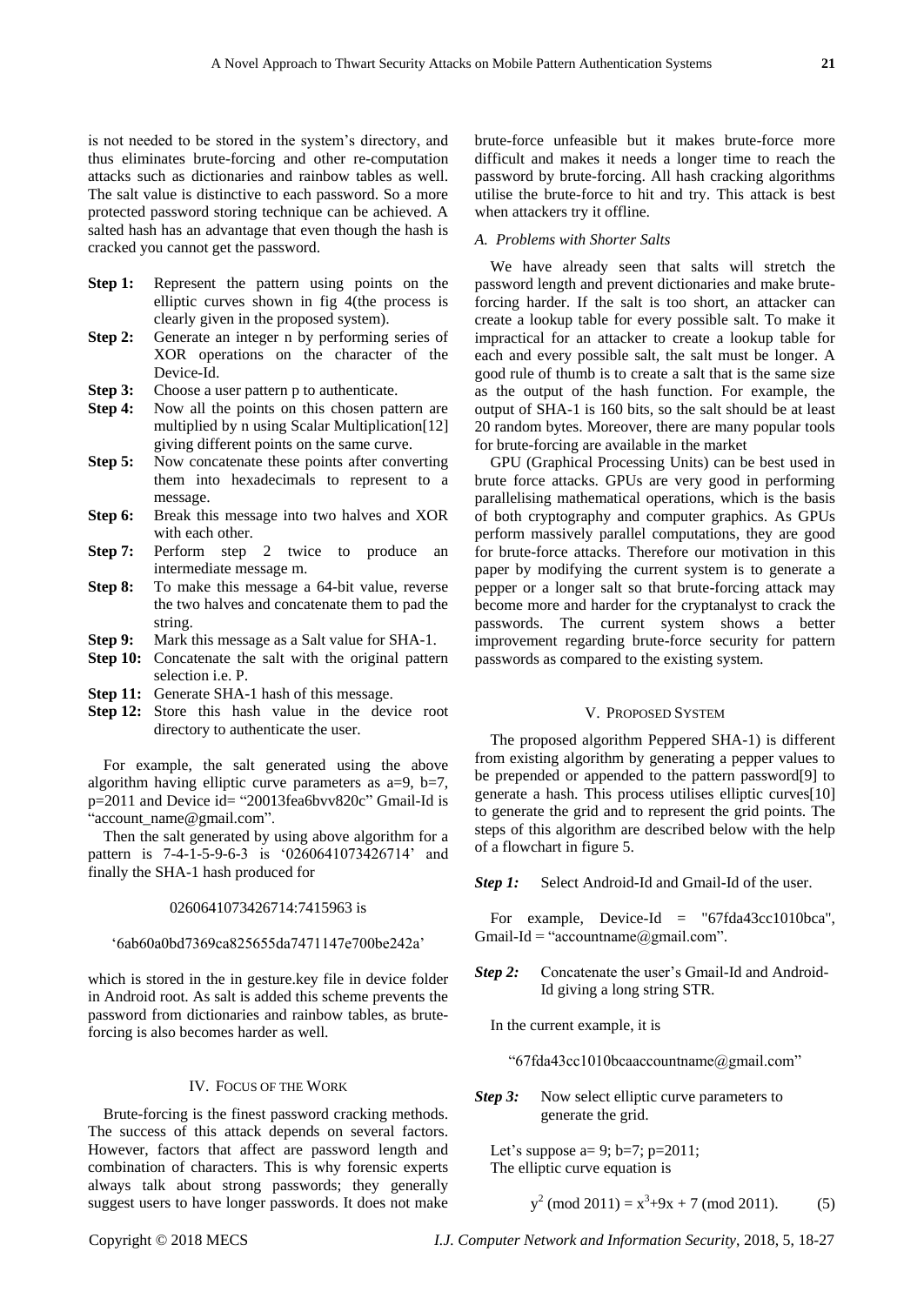is not needed to be stored in the system's directory, and thus eliminates brute-forcing and other re-computation attacks such as dictionaries and rainbow tables as well. The salt value is distinctive to each password. So a more protected password storing technique can be achieved. A salted hash has an advantage that even though the hash is cracked you cannot get the password.

- **Step 1:** Represent the pattern using points on the elliptic curves shown in fig 4(the process is clearly given in the proposed system).
- **Step 2:** Generate an integer n by performing series of XOR operations on the character of the Device-Id.
- **Step 3:** Choose a user pattern p to authenticate.
- **Step 4:** Now all the points on this chosen pattern are multiplied by n using Scalar Multiplication[12] giving different points on the same curve.
- **Step 5:** Now concatenate these points after converting them into hexadecimals to represent to a message.
- **Step 6:** Break this message into two halves and XOR with each other.
- **Step 7:** Perform step 2 twice to produce an intermediate message m.
- **Step 8:** To make this message a 64-bit value, reverse the two halves and concatenate them to pad the string.
- **Step 9:** Mark this message as a Salt value for SHA-1.
- **Step 10:** Concatenate the salt with the original pattern selection i.e. P.
- **Step 11:** Generate SHA-1 hash of this message.
- **Step 12:** Store this hash value in the device root directory to authenticate the user.

For example, the salt generated using the above algorithm having elliptic curve parameters as a=9, b=7, p=2011 and Device id= "20013fea6bvv820c" Gmail-Id is "account_name@gmail.com".

Then the salt generated by using above algorithm for a pattern is 7-4-1-5-9-6-3 is '0260641073426714' and finally the SHA-1 hash produced for

0260641073426714:7415963 is

'6ab60a0bd7369ca825655da7471147e700be242a'

which is stored in the in gesture.key file in device folder in Android root. As salt is added this scheme prevents the password from dictionaries and rainbow tables, as brute-forcing is also becomes harder as well.

## IV. Focus of the Work

Brute-forcing is the finest password cracking methods. The success of this attack depends on several factors. However, factors that affect are password length and combination of characters. This is why forensic experts always talk about strong passwords; they generally suggest users to have longer passwords. It does not make brute-force unfeasible but it makes brute-force more difficult and makes it needs a longer time to reach the password by brute-forcing. All hash cracking algorithms utilise the brute-force to hit and try. This attack is best when attackers try it offline.

### *A. Problems with Shorter Salts*

We have already seen that salts will stretch the password length and prevent dictionaries and make brute-forcing harder. If the salt is too short, an attacker can create a lookup table for every possible salt. To make it impractical for an attacker to create a lookup table for each and every possible salt, the salt must be longer. A good rule of thumb is to create a salt that is the same size as the output of the hash function. For example, the output of SHA-1 is 160 bits, so the salt should be at least 20 random bytes. Moreover, there are many popular tools for brute-forcing are available in the market

GPU (Graphical Processing Units) can be best used in brute force attacks. GPUs are very good in performing parallelising mathematical operations, which is the basis of both cryptography and computer graphics. As GPUs perform massively parallel computations, they are good for brute-force attacks. Therefore our motivation in this paper by modifying the current system is to generate a pepper or a longer salt so that brute-forcing attack may become more and harder for the cryptanalyst to crack the passwords. The current system shows a better improvement regarding brute-force security for pattern passwords as compared to the existing system.

## V. Proposed System

The proposed algorithm Peppered SHA-1) is different from existing algorithm by generating a pepper values to be prepended or appended to the pattern password[9] to generate a hash. This process utilises elliptic curves[10] to generate the grid and to represent the grid points. The steps of this algorithm are described below with the help of a flowchart in figure 5.

***Step 1:*** Select Android-Id and Gmail-Id of the user.

For example, Device-Id = "67fda43cc1010bca", Gmail-Id = "accountname@gmail.com".

***Step 2:*** Concatenate the user's Gmail-Id and Android-Id giving a long string STR.

In the current example, it is

"67fda43cc1010bcaaccountname@gmail.com"

***Step 3:*** Now select elliptic curve parameters to generate the grid.

Let's suppose a= 9; b=7; p=2011;
The elliptic curve equation is

$$y^2 \ (\text{mod } 2011) = x^3+9x + 7 \ (\text{mod } 2011). \tag{5}$$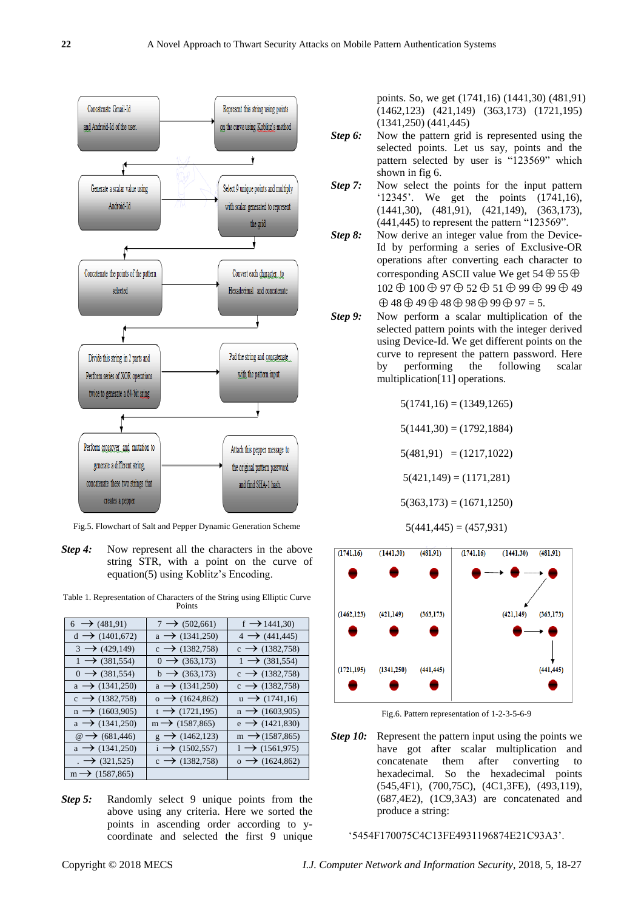Fig.5. Flowchart of Salt and Pepper Dynamic Generation Scheme

***Step 4:*** Now represent all the characters in the above string STR, with a point on the curve of equation(5) using Koblitz's Encoding.

Table 1. Representation of Characters of the String using Elliptic Curve Points

| | | |
|---|---|---|
| 6 → (481,91) | 7 → (502,661) | f → 1441,30) |
| d → (1401,672) | a → (1341,250) | 4 → (441,445) |
| 3 → (429,149) | c → (1382,758) | c → (1382,758) |
| 1 → (381,554) | 0 → (363,173) | 1 → (381,554) |
| 0 → (381,554) | b → (363,173) | c → (1382,758) |
| a → (1341,250) | a → (1341,250) | c → (1382,758) |
| c → (1382,758) | o → (1624,862) | u → (1741,16) |
| n → (1603,905) | t → (1721,195) | n → (1603,905) |
| a → (1341,250) | m → (1587,865) | e → (1421,830) |
| @ → (681,446) | g → (1462,123) | m → (1587,865) |
| a → (1341,250) | i → (1502,557) | l → (1561,975) |
| . → (321,525) | c → (1382,758) | o → (1624,862) |
| m → (1587,865) | | |

***Step 5:*** Randomly select 9 unique points from the above using any criteria. Here we sorted the points in ascending order according to y-coordinate and selected the first 9 unique points. So, we get (1741,16) (1441,30) (481,91) (1462,123) (421,149) (363,173) (1721,195) (1341,250) (441,445)

***Step 6:*** Now the pattern grid is represented using the selected points. Let us say, points and the pattern selected by user is "123569" which shown in fig 6.

***Step 7:*** Now select the points for the input pattern '12345'. We get the points (1741,16), (1441,30), (481,91), (421,149), (363,173), (441,445) to represent the pattern "123569".

***Step 8:*** Now derive an integer value from the Device-Id by performing a series of Exclusive-OR operations after converting each character to corresponding ASCII value We get $54 \oplus 55 \oplus 102 \oplus 100 \oplus 97 \oplus 52 \oplus 51 \oplus 99 \oplus 99 \oplus 49 \oplus 48 \oplus 49 \oplus 48 \oplus 98 \oplus 99 \oplus 97 = 5$.

***Step 9:*** Now perform a scalar multiplication of the selected pattern points with the integer derived using Device-Id. We get different points on the curve to represent the pattern password. Here by performing the following scalar multiplication[11] operations.

$$5(1741,16) = (1349,1265)$$

$$5(1441,30) = (1792,1884)$$

$$5(481,91) = (1217,1022)$$

$$5(421,149) = (1171,281)$$

$$5(363,173) = (1671,1250)$$

$$5(441,445) = (457,931)$$

Fig.6. Pattern representation of 1-2-3-5-6-9

***Step 10:*** Represent the pattern input using the points we have got after scalar multiplication and concatenate them after converting to hexadecimal. So the hexadecimal points (545,4F1), (700,75C), (4C1,3FE), (493,119), (687,4E2), (1C9,3A3) are concatenated and produce a string:

'5454F170075C4C13FE4931196874E21C93A3'.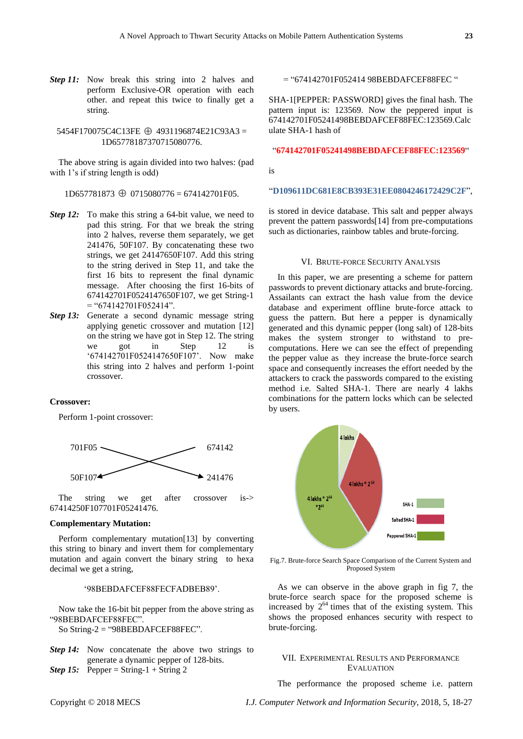***Step 11:*** Now break this string into 2 halves and perform Exclusive-OR operation with each other. and repeat this twice to finally get a string.

5454F170075C4C13FE ⊕ 4931196874E21C93A3 = 1D657781873707150807 76.

The above string is again divided into two halves: (pad with 1's if string length is odd)

1D657781873 ⊕ 0715080776 = 674142701F05.

***Step 12:*** To make this string a 64-bit value, we need to pad this string. For that we break the string into 2 halves, reverse them separately, we get 241476, 50F107. By concatenating these two strings, we get 24147650F107. Add this string to the string derived in Step 11, and take the first 16 bits to represent the final dynamic message. After choosing the first 16-bits of 674142701F0524147650F107, we get String-1 = "674142701F052414".

***Step 13:*** Generate a second dynamic message string applying genetic crossover and mutation [12] on the string we have got in Step 12. The string we got in Step 12 is '674142701F0524147650F107'. Now make this string into 2 halves and perform 1-point crossover.

**Crossover:**

Perform 1-point crossover:

701F05 ⟶ 674142

50F107 ⟵ 241476

The string we get after crossover is-> 67414250F107701F05241476.

**Complementary Mutation:**

Perform complementary mutation[13] by converting this string to binary and invert them for complementary mutation and again convert the binary string to hexa decimal we get a string,

'98BEBDAFCEF88FECFADBEB89'.

Now take the 16-bit bit pepper from the above string as "98BEBDAFCEF88FEC".
So String-2 = "98BEBDAFCEF88FEC".

***Step 14:*** Now concatenate the above two strings to generate a dynamic pepper of 128-bits.

***Step 15:*** Pepper = String-1 + String 2

= "674142701F052414 98BEBDAFCEF88FEC "

SHA-1[PEPPER: PASSWORD] gives the final hash. The pattern input is: 123569. Now the peppered input is 674142701F05241498BEBDAFCEF88FEC:123569.Calculate SHA-1 hash of

"**674142701F05241498BEBDAFCEF88FEC:123569**"

is

"**D109611DC681E8CB393E31EE0804246172429C2F**",

is stored in device database. This salt and pepper always prevent the pattern passwords[14] from pre-computations such as dictionaries, rainbow tables and brute-forcing.

## VI. Brute-force Security Analysis

In this paper, we are presenting a scheme for pattern passwords to prevent dictionary attacks and brute-forcing. Assailants can extract the hash value from the device database and experiment offline brute-force attack to guess the pattern. But here a pepper is dynamically generated and this dynamic pepper (long salt) of 128-bits makes the system stronger to withstand to pre-computations. Here we can see the effect of prepending the pepper value as they increase the brute-force search space and consequently increases the effort needed by the attackers to crack the passwords compared to the existing method i.e. Salted SHA-1. There are nearly 4 lakhs combinations for the pattern locks which can be selected by users.

Fig.7. Brute-force Search Space Comparison of the Current System and Proposed System

As we can observe in the above graph in fig 7, the brute-force search space for the proposed scheme is increased by $2^{64}$ times that of the existing system. This shows the proposed enhances security with respect to brute-forcing.

## VII. Experimental Results and Performance Evaluation

The performance the proposed scheme i.e. pattern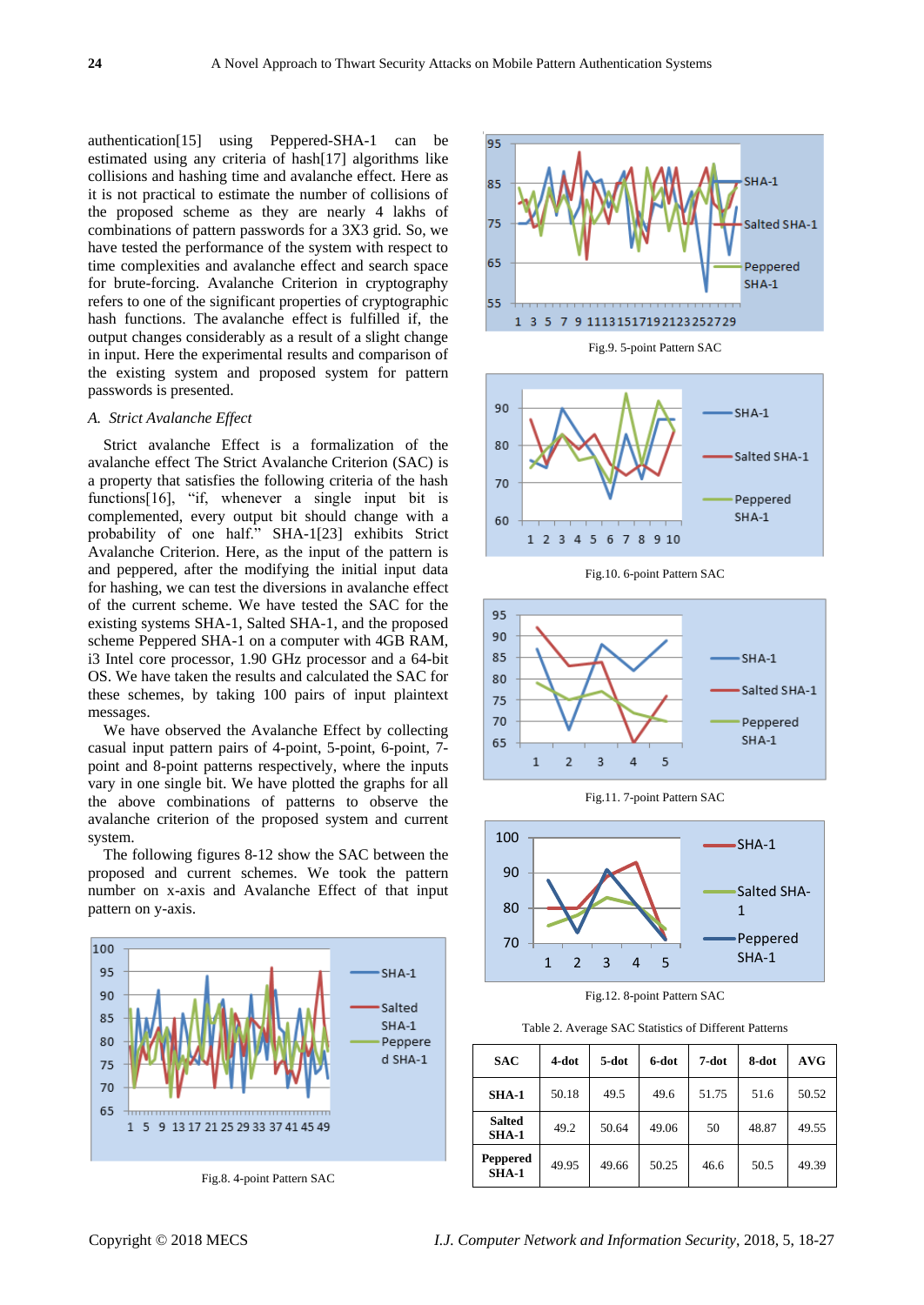authentication[15] using Peppered-SHA-1 can be estimated using any criteria of hash[17] algorithms like collisions and hashing time and avalanche effect. Here as it is not practical to estimate the number of collisions of the proposed scheme as they are nearly 4 lakhs of combinations of pattern passwords for a 3X3 grid. So, we have tested the performance of the system with respect to time complexities and avalanche effect and search space for brute-forcing. Avalanche Criterion in cryptography refers to one of the significant properties of cryptographic hash functions. The avalanche effect is fulfilled if, the output changes considerably as a result of a slight change in input. Here the experimental results and comparison of the existing system and proposed system for pattern passwords is presented.

### *A. Strict Avalanche Effect*

Strict avalanche Effect is a formalization of the avalanche effect The Strict Avalanche Criterion (SAC) is a property that satisfies the following criteria of the hash functions[16], "if, whenever a single input bit is complemented, every output bit should change with a probability of one half." SHA-1[23] exhibits Strict Avalanche Criterion. Here, as the input of the pattern is and peppered, after the modifying the initial input data for hashing, we can test the diversions in avalanche effect of the current scheme. We have tested the SAC for the existing systems SHA-1, Salted SHA-1, and the proposed scheme Peppered SHA-1 on a computer with 4GB RAM, i3 Intel core processor, 1.90 GHz processor and a 64-bit OS. We have taken the results and calculated the SAC for these schemes, by taking 100 pairs of input plaintext messages.

We have observed the Avalanche Effect by collecting casual input pattern pairs of 4-point, 5-point, 6-point, 7-point and 8-point patterns respectively, where the inputs vary in one single bit. We have plotted the graphs for all the above combinations of patterns to observe the avalanche criterion of the proposed system and current system.

The following figures 8-12 show the SAC between the proposed and current schemes. We took the pattern number on x-axis and Avalanche Effect of that input pattern on y-axis.

Fig.8. 4-point Pattern SAC

Fig.9. 5-point Pattern SAC

Fig.10. 6-point Pattern SAC

Fig.11. 7-point Pattern SAC

Fig.12. 8-point Pattern SAC

Table 2. Average SAC Statistics of Different Patterns

| SAC | 4-dot | 5-dot | 6-dot | 7-dot | 8-dot | AVG |
|---|---|---|---|---|---|---|
| SHA-1 | 50.18 | 49.5 | 49.6 | 51.75 | 51.6 | 50.52 |
| Salted SHA-1 | 49.2 | 50.64 | 49.06 | 50 | 48.87 | 49.55 |
| Peppered SHA-1 | 49.95 | 49.66 | 50.25 | 46.6 | 50.5 | 49.39 |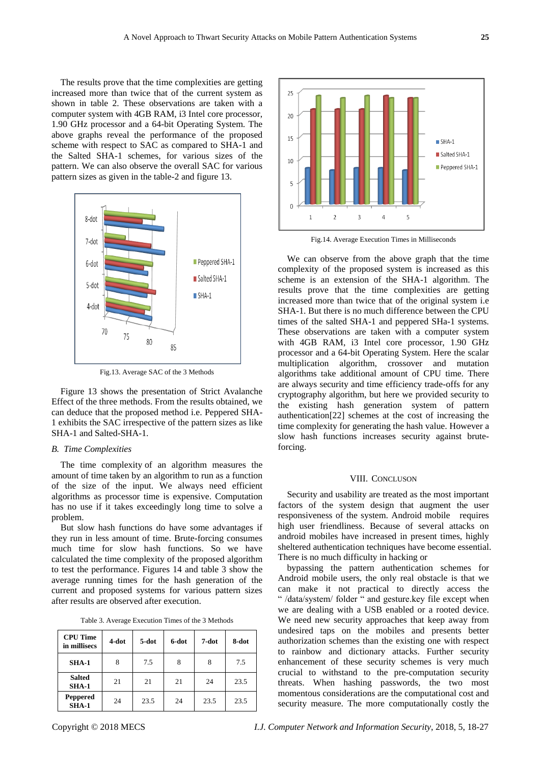The results prove that the time complexities are getting increased more than twice that of the current system as shown in table 2. These observations are taken with a computer system with 4GB RAM, i3 Intel core processor, 1.90 GHz processor and a 64-bit Operating System. The above graphs reveal the performance of the proposed scheme with respect to SAC as compared to SHA-1 and the Salted SHA-1 schemes, for various sizes of the pattern. We can also observe the overall SAC for various pattern sizes as given in the table-2 and figure 13.

Fig.13. Average SAC of the 3 Methods

Figure 13 shows the presentation of Strict Avalanche Effect of the three methods. From the results obtained, we can deduce that the proposed method i.e. Peppered SHA-1 exhibits the SAC irrespective of the pattern sizes as like SHA-1 and Salted-SHA-1.

### B. *Time Complexities*

The time complexity of an algorithm measures the amount of time taken by an algorithm to run as a function of the size of the input. We always need efficient algorithms as processor time is expensive. Computation has no use if it takes exceedingly long time to solve a problem.

But slow hash functions do have some advantages if they run in less amount of time. Brute-forcing consumes much time for slow hash functions. So we have calculated the time complexity of the proposed algorithm to test the performance. Figures 14 and table 3 show the average running times for the hash generation of the current and proposed systems for various pattern sizes after results are observed after execution.

Table 3. Average Execution Times of the 3 Methods

| CPU Time in millisecs | 4-dot | 5-dot | 6-dot | 7-dot | 8-dot |
|---|---|---|---|---|---|
| **SHA-1** | 8 | 7.5 | 8 | 8 | 7.5 |
| **Salted SHA-1** | 21 | 21 | 21 | 24 | 23.5 |
| **Peppered SHA-1** | 24 | 23.5 | 24 | 23.5 | 23.5 |

Fig.14. Average Execution Times in Milliseconds

We can observe from the above graph that the time complexity of the proposed system is increased as this scheme is an extension of the SHA-1 algorithm. The results prove that the time complexities are getting increased more than twice that of the original system i.e SHA-1. But there is no much difference between the CPU times of the salted SHA-1 and peppered SHa-1 systems. These observations are taken with a computer system with 4GB RAM, i3 Intel core processor, 1.90 GHz processor and a 64-bit Operating System. Here the scalar multiplication algorithm, crossover and mutation algorithms take additional amount of CPU time. There are always security and time efficiency trade-offs for any cryptography algorithm, but here we provided security to the existing hash generation system of pattern authentication[22] schemes at the cost of increasing the time complexity for generating the hash value. However a slow hash functions increases security against brute-forcing.

## VIII. Concluson

Security and usability are treated as the most important factors of the system design that augment the user responsiveness of the system. Android mobile requires high user friendliness. Because of several attacks on android mobiles have increased in present times, highly sheltered authentication techniques have become essential. There is no much difficulty in hacking or

bypassing the pattern authentication schemes for Android mobile users, the only real obstacle is that we can make it not practical to directly access the " /data/system/ folder " and gesture.key file except when we are dealing with a USB enabled or a rooted device. We need new security approaches that keep away from undesired taps on the mobiles and presents better authorization schemes than the existing one with respect to rainbow and dictionary attacks. Further security enhancement of these security schemes is very much crucial to withstand to the pre-computation security threats. When hashing passwords, the two most momentous considerations are the computational cost and security measure. The more computationally costly the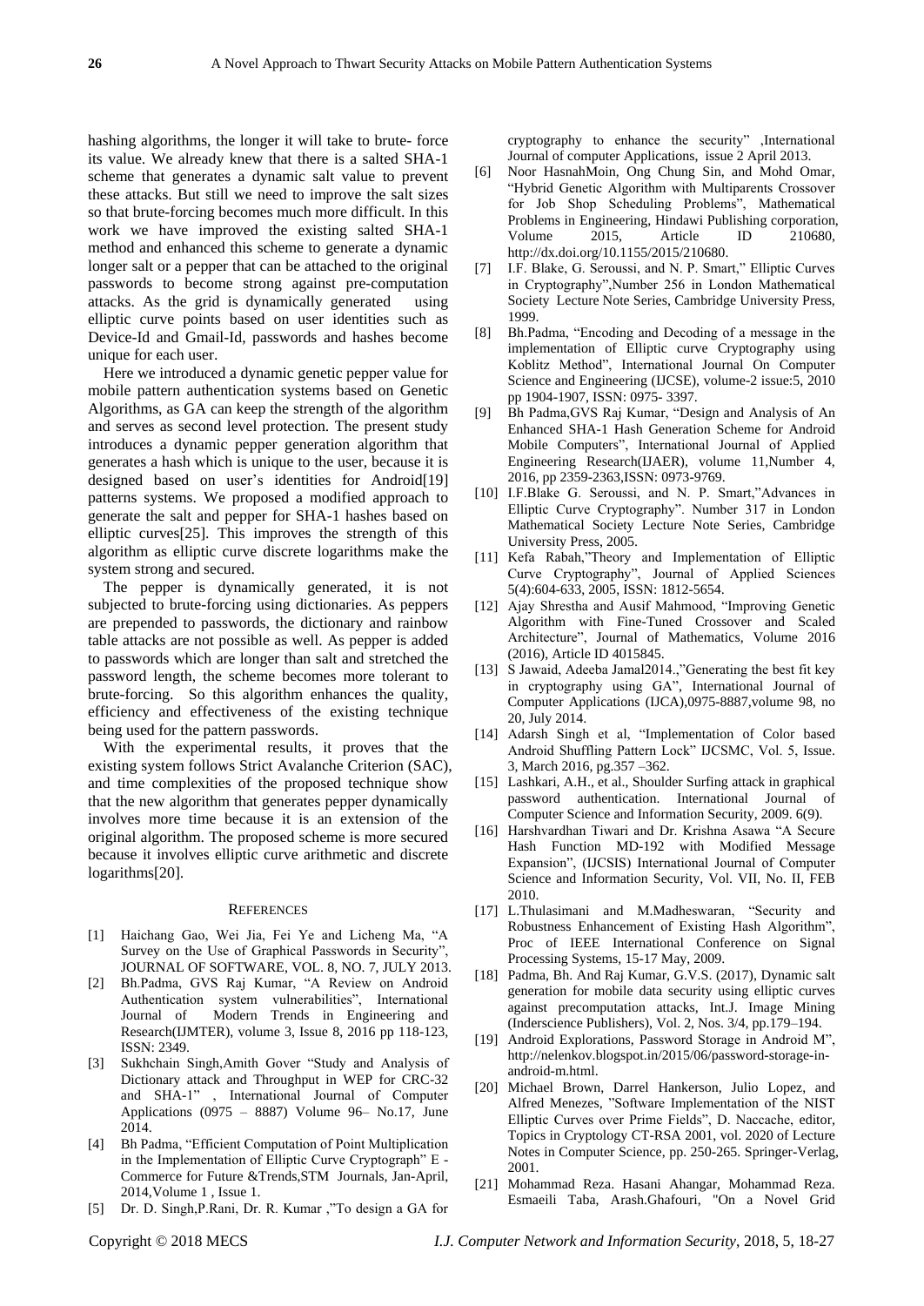hashing algorithms, the longer it will take to brute- force its value. We already knew that there is a salted SHA-1 scheme that generates a dynamic salt value to prevent these attacks. But still we need to improve the salt sizes so that brute-forcing becomes much more difficult. In this work we have improved the existing salted SHA-1 method and enhanced this scheme to generate a dynamic longer salt or a pepper that can be attached to the original passwords to become strong against pre-computation attacks. As the grid is dynamically generated using elliptic curve points based on user identities such as Device-Id and Gmail-Id, passwords and hashes become unique for each user.

Here we introduced a dynamic genetic pepper value for mobile pattern authentication systems based on Genetic Algorithms, as GA can keep the strength of the algorithm and serves as second level protection. The present study introduces a dynamic pepper generation algorithm that generates a hash which is unique to the user, because it is designed based on user's identities for Android[19] patterns systems. We proposed a modified approach to generate the salt and pepper for SHA-1 hashes based on elliptic curves[25]. This improves the strength of this algorithm as elliptic curve discrete logarithms make the system strong and secured.

The pepper is dynamically generated, it is not subjected to brute-forcing using dictionaries. As peppers are prepended to passwords, the dictionary and rainbow table attacks are not possible as well. As pepper is added to passwords which are longer than salt and stretched the password length, the scheme becomes more tolerant to brute-forcing. So this algorithm enhances the quality, efficiency and effectiveness of the existing technique being used for the pattern passwords.

With the experimental results, it proves that the existing system follows Strict Avalanche Criterion (SAC), and time complexities of the proposed technique show that the new algorithm that generates pepper dynamically involves more time because it is an extension of the original algorithm. The proposed scheme is more secured because it involves elliptic curve arithmetic and discrete logarithms[20].

## References

[1] Haichang Gao, Wei Jia, Fei Ye and Licheng Ma, "A Survey on the Use of Graphical Passwords in Security", JOURNAL OF SOFTWARE, VOL. 8, NO. 7, JULY 2013.

[2] Bh.Padma, GVS Raj Kumar, "A Review on Android Authentication system vulnerabilities", International Journal of Modern Trends in Engineering and Research(IJMTER), volume 3, Issue 8, 2016 pp 118-123, ISSN: 2349.

[3] Sukhchain Singh,Amith Gover "Study and Analysis of Dictionary attack and Throughput in WEP for CRC-32 and SHA-1" , International Journal of Computer Applications (0975 – 8887) Volume 96– No.17, June 2014.

[4] Bh Padma, "Efficient Computation of Point Multiplication in the Implementation of Elliptic Curve Cryptograph" E -Commerce for Future &Trends,STM Journals, Jan-April, 2014,Volume 1 , Issue 1.

[5] Dr. D. Singh,P.Rani, Dr. R. Kumar ,"To design a GA for cryptography to enhance the security" ,International Journal of computer Applications, issue 2 April 2013.

[6] Noor HasnahMoin, Ong Chung Sin, and Mohd Omar, "Hybrid Genetic Algorithm with Multiparents Crossover for Job Shop Scheduling Problems", Mathematical Problems in Engineering, Hindawi Publishing corporation, Volume 2015, Article ID 210680, http://dx.doi.org/10.1155/2015/210680.

[7] I.F. Blake, G. Seroussi, and N. P. Smart," Elliptic Curves in Cryptography",Number 256 in London Mathematical Society Lecture Note Series, Cambridge University Press, 1999.

[8] Bh.Padma, "Encoding and Decoding of a message in the implementation of Elliptic curve Cryptography using Koblitz Method", International Journal On Computer Science and Engineering (IJCSE), volume-2 issue:5, 2010 pp 1904-1907, ISSN: 0975- 3397.

[9] Bh Padma,GVS Raj Kumar, "Design and Analysis of An Enhanced SHA-1 Hash Generation Scheme for Android Mobile Computers", International Journal of Applied Engineering Research(IJAER), volume 11,Number 4, 2016, pp 2359-2363,ISSN: 0973-9769.

[10] I.F.Blake G. Seroussi, and N. P. Smart,"Advances in Elliptic Curve Cryptography". Number 317 in London Mathematical Society Lecture Note Series, Cambridge University Press, 2005.

[11] Kefa Rabah,"Theory and Implementation of Elliptic Curve Cryptography", Journal of Applied Sciences 5(4):604-633, 2005, ISSN: 1812-5654.

[12] Ajay Shrestha and Ausif Mahmood, "Improving Genetic Algorithm with Fine-Tuned Crossover and Scaled Architecture", Journal of Mathematics, Volume 2016 (2016), Article ID 4015845.

[13] S Jawaid, Adeeba Jamal2014.,"Generating the best fit key in cryptography using GA", International Journal of Computer Applications (IJCA),0975-8887,volume 98, no 20, July 2014.

[14] Adarsh Singh et al, "Implementation of Color based Android Shuffling Pattern Lock" IJCSMC, Vol. 5, Issue. 3, March 2016, pg.357 –362.

[15] Lashkari, A.H., et al., Shoulder Surfing attack in graphical password authentication. International Journal of Computer Science and Information Security, 2009. 6(9).

[16] Harshvardhan Tiwari and Dr. Krishna Asawa "A Secure Hash Function MD-192 with Modified Message Expansion", (IJCSIS) International Journal of Computer Science and Information Security, Vol. VII, No. II, FEB 2010.

[17] L.Thulasimani and M.Madheswaran, "Security and Robustness Enhancement of Existing Hash Algorithm", Proc of IEEE International Conference on Signal Processing Systems, 15-17 May, 2009.

[18] Padma, Bh. And Raj Kumar, G.V.S. (2017), Dynamic salt generation for mobile data security using elliptic curves against precomputation attacks, Int.J. Image Mining (Inderscience Publishers), Vol. 2, Nos. 3/4, pp.179–194.

[19] Android Explorations, Password Storage in Android M", http://nelenkov.blogspot.in/2015/06/password-storage-in-android-m.html.

[20] Michael Brown, Darrel Hankerson, Julio Lopez, and Alfred Menezes, "Software Implementation of the NIST Elliptic Curves over Prime Fields", D. Naccache, editor, Topics in Cryptology CT-RSA 2001, vol. 2020 of Lecture Notes in Computer Science, pp. 250-265. Springer-Verlag, 2001.

[21] Mohammad Reza. Hasani Ahangar, Mohammad Reza. Esmaeili Taba, Arash.Ghafouri, "On a Novel Grid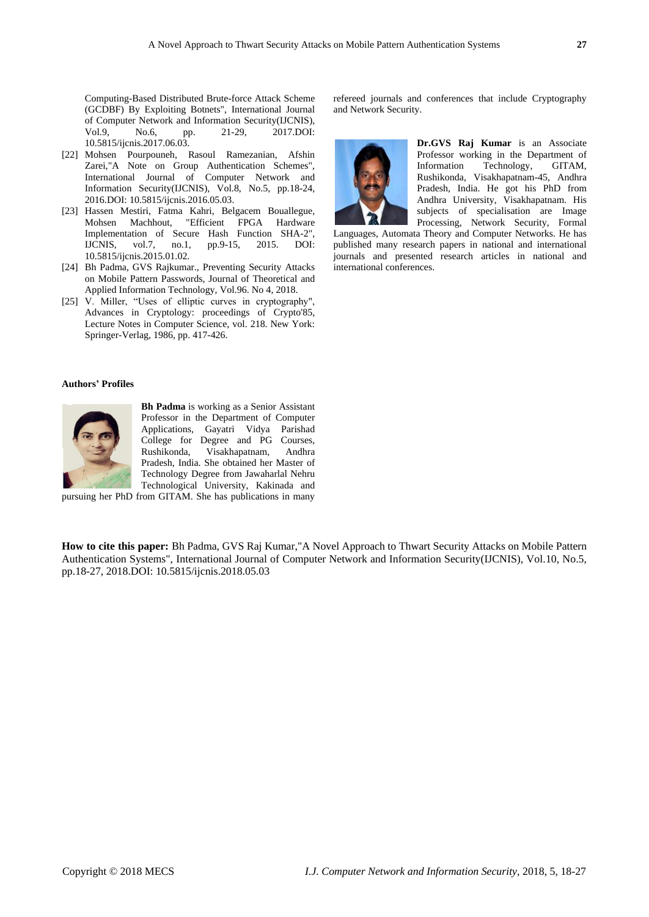Computing-Based Distributed Brute-force Attack Scheme (GCDBF) By Exploiting Botnets", International Journal of Computer Network and Information Security(IJCNIS), Vol.9, No.6, pp. 21-29, 2017.DOI: 10.5815/ijcnis.2017.06.03.

[22] Mohsen Pourpouneh, Rasoul Ramezanian, Afshin Zarei,"A Note on Group Authentication Schemes", International Journal of Computer Network and Information Security(IJCNIS), Vol.8, No.5, pp.18-24, 2016.DOI: 10.5815/ijcnis.2016.05.03.

[23] Hassen Mestiri, Fatma Kahri, Belgacem Bouallegue, Mohsen Machhout, "Efficient FPGA Hardware Implementation of Secure Hash Function SHA-2", IJCNIS, vol.7, no.1, pp.9-15, 2015. DOI: 10.5815/ijcnis.2015.01.02.

[24] Bh Padma, GVS Rajkumar., Preventing Security Attacks on Mobile Pattern Passwords, Journal of Theoretical and Applied Information Technology, Vol.96. No 4, 2018.

[25] V. Miller, "Uses of elliptic curves in cryptography", Advances in Cryptology: proceedings of Crypto'85, Lecture Notes in Computer Science, vol. 218. New York: Springer-Verlag, 1986, pp. 417-426.

**Authors' Profiles**

**Bh Padma** is working as a Senior Assistant Professor in the Department of Computer Applications, Gayatri Vidya Parishad College for Degree and PG Courses, Rushikonda, Visakhapatnam, Andhra Pradesh, India. She obtained her Master of Technology Degree from Jawaharlal Nehru Technological University, Kakinada and pursuing her PhD from GITAM. She has publications in many refereed journals and conferences that include Cryptography and Network Security.

**Dr.GVS Raj Kumar** is an Associate Professor working in the Department of Information Technology, GITAM, Rushikonda, Visakhapatnam-45, Andhra Pradesh, India. He got his PhD from Andhra University, Visakhapatnam. His subjects of specialisation are Image Processing, Network Security, Formal Languages, Automata Theory and Computer Networks. He has published many research papers in national and international journals and presented research articles in national and international conferences.

**How to cite this paper:** Bh Padma, GVS Raj Kumar,"A Novel Approach to Thwart Security Attacks on Mobile Pattern Authentication Systems", International Journal of Computer Network and Information Security(IJCNIS), Vol.10, No.5, pp.18-27, 2018.DOI: 10.5815/ijcnis.2018.05.03